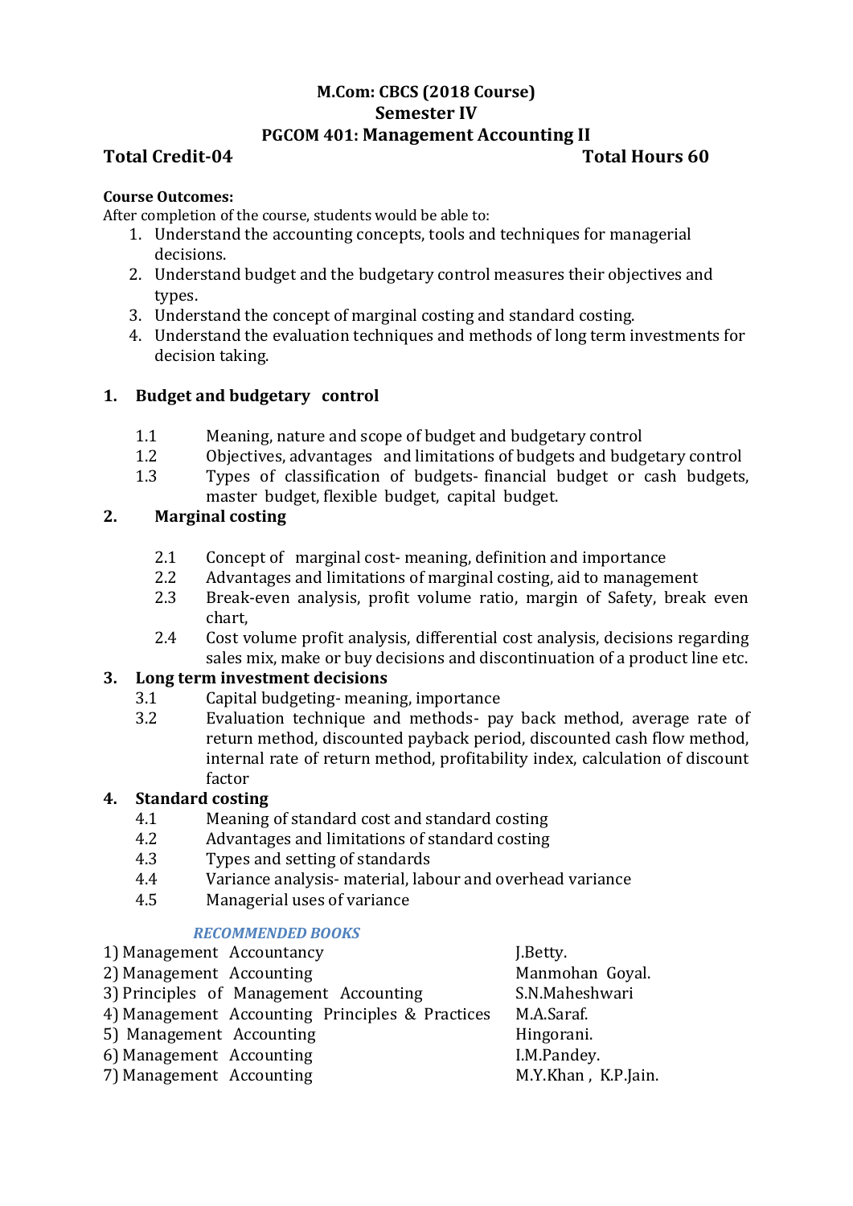# M.Com: CBCS (2018 Course)
## Semester IV
## PGCOM 401: Management Accounting II

**Total Credit-04** **Total Hours 60**

**Course Outcomes:**

After completion of the course, students would be able to:

1. Understand the accounting concepts, tools and techniques for managerial decisions.
2. Understand budget and the budgetary control measures their objectives and types.
3. Understand the concept of marginal costing and standard costing.
4. Understand the evaluation techniques and methods of long term investments for decision taking.

**1. Budget and budgetary control**

- 1.1 Meaning, nature and scope of budget and budgetary control
- 1.2 Objectives, advantages and limitations of budgets and budgetary control
- 1.3 Types of classification of budgets- financial budget or cash budgets, master budget, flexible budget, capital budget.

**2. Marginal costing**

- 2.1 Concept of marginal cost- meaning, definition and importance
- 2.2 Advantages and limitations of marginal costing, aid to management
- 2.3 Break-even analysis, profit volume ratio, margin of Safety, break even chart,
- 2.4 Cost volume profit analysis, differential cost analysis, decisions regarding sales mix, make or buy decisions and discontinuation of a product line etc.

**3. Long term investment decisions**

- 3.1 Capital budgeting- meaning, importance
- 3.2 Evaluation technique and methods- pay back method, average rate of return method, discounted payback period, discounted cash flow method, internal rate of return method, profitability index, calculation of discount factor

**4. Standard costing**

- 4.1 Meaning of standard cost and standard costing
- 4.2 Advantages and limitations of standard costing
- 4.3 Types and setting of standards
- 4.4 Variance analysis- material, labour and overhead variance
- 4.5 Managerial uses of variance

***RECOMMENDED BOOKS***

| Book | Author |
|---|---|
| 1) Management Accountancy | J.Betty. |
| 2) Management Accounting | Manmohan Goyal. |
| 3) Principles of Management Accounting | S.N.Maheshwari |
| 4) Management Accounting Principles & Practices | M.A.Saraf. |
| 5) Management Accounting | Hingorani. |
| 6) Management Accounting | I.M.Pandey. |
| 7) Management Accounting | M.Y.Khan , K.P.Jain. |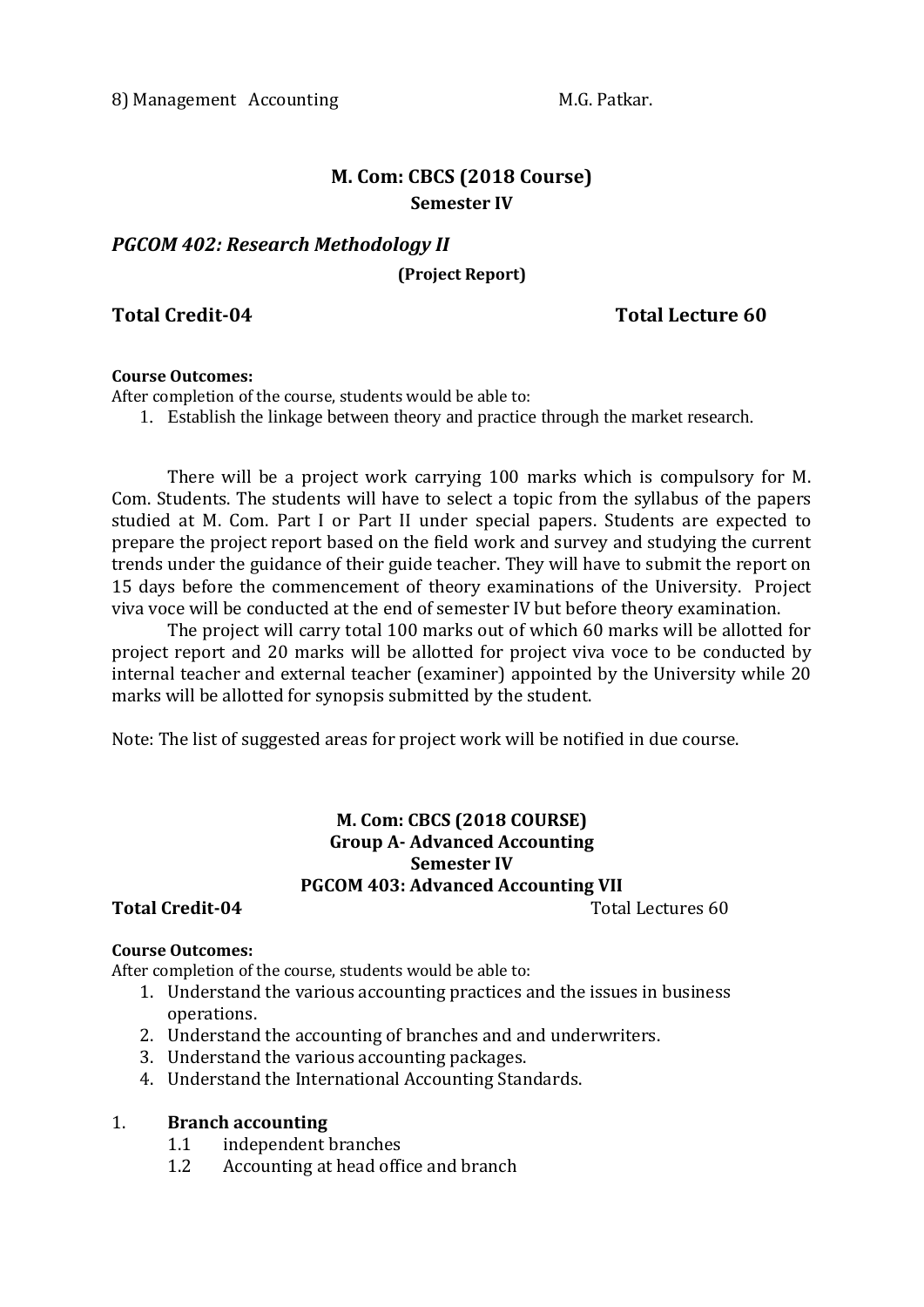8) Management Accounting M.G. Patkar.

## M. Com: CBCS (2018 Course)

### Semester IV

### *PGCOM 402: Research Methodology II*

**(Project Report)**

**Total Credit-04** **Total Lecture 60**

**Course Outcomes:**

After completion of the course, students would be able to:

1. Establish the linkage between theory and practice through the market research.

There will be a project work carrying 100 marks which is compulsory for M. Com. Students. The students will have to select a topic from the syllabus of the papers studied at M. Com. Part I or Part II under special papers. Students are expected to prepare the project report based on the field work and survey and studying the current trends under the guidance of their guide teacher. They will have to submit the report on 15 days before the commencement of theory examinations of the University. Project viva voce will be conducted at the end of semester IV but before theory examination.

The project will carry total 100 marks out of which 60 marks will be allotted for project report and 20 marks will be allotted for project viva voce to be conducted by internal teacher and external teacher (examiner) appointed by the University while 20 marks will be allotted for synopsis submitted by the student.

Note: The list of suggested areas for project work will be notified in due course.

## M. Com: CBCS (2018 COURSE)

### Group A- Advanced Accounting

### Semester IV

### PGCOM 403: Advanced Accounting VII

**Total Credit-04** Total Lectures 60

**Course Outcomes:**

After completion of the course, students would be able to:

1. Understand the various accounting practices and the issues in business operations.
2. Understand the accounting of branches and and underwriters.
3. Understand the various accounting packages.
4. Understand the International Accounting Standards.

1. **Branch accounting**
   - 1.1 independent branches
   - 1.2 Accounting at head office and branch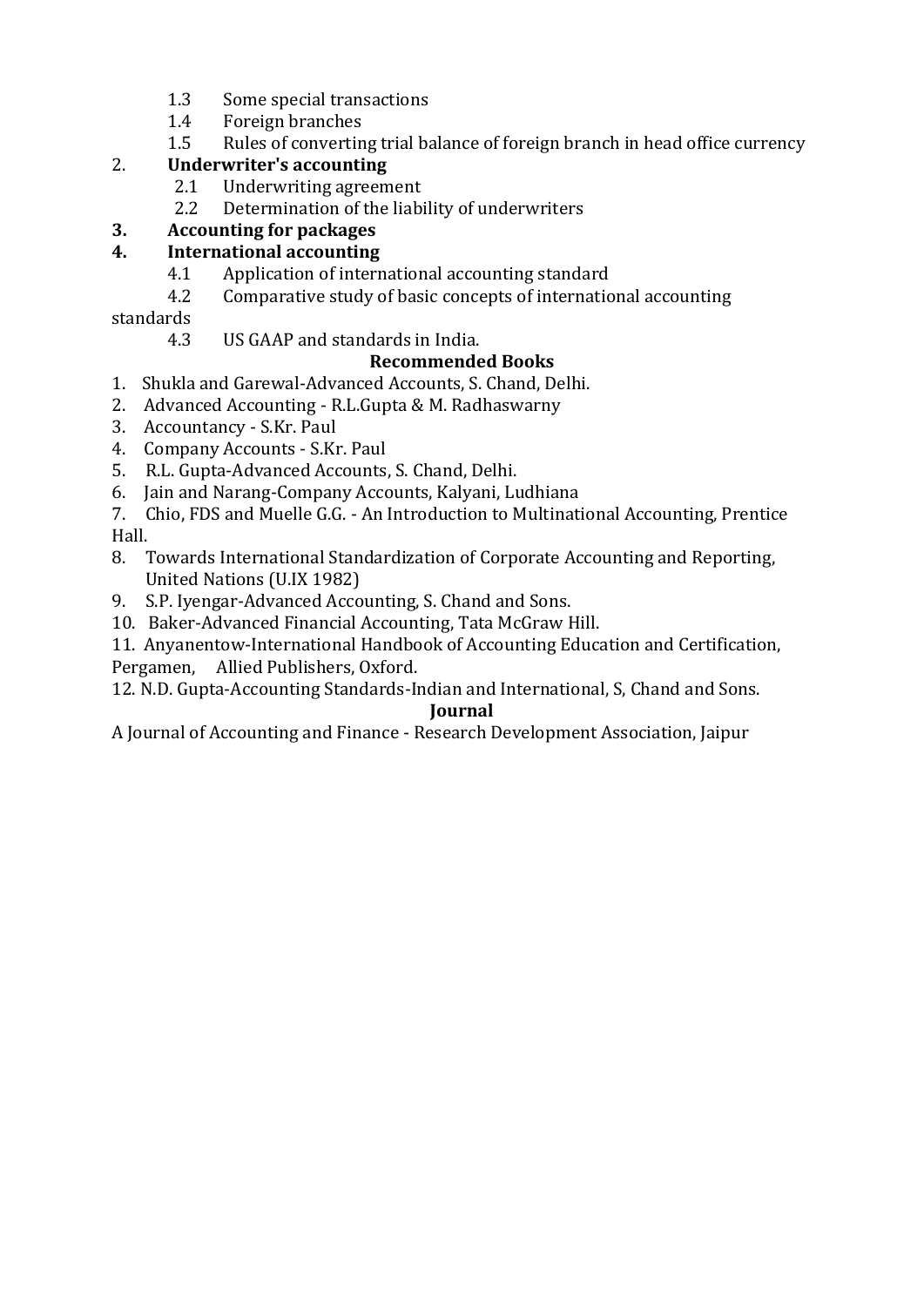1.3 Some special transactions
1.4 Foreign branches
1.5 Rules of converting trial balance of foreign branch in head office currency

2. **Underwriter's accounting**
   2.1 Underwriting agreement
   2.2 Determination of the liability of underwriters

3. **Accounting for packages**

4. **International accounting**
   4.1 Application of international accounting standard
   4.2 Comparative study of basic concepts of international accounting standards
   4.3 US GAAP and standards in India.

**Recommended Books**

1. Shukla and Garewal-Advanced Accounts, S. Chand, Delhi.
2. Advanced Accounting - R.L.Gupta & M. Radhaswarny
3. Accountancy - S.Kr. Paul
4. Company Accounts - S.Kr. Paul
5. R.L. Gupta-Advanced Accounts, S. Chand, Delhi.
6. Jain and Narang-Company Accounts, Kalyani, Ludhiana
7. Chio, FDS and Muelle G.G. - An Introduction to Multinational Accounting, Prentice Hall.
8. Towards International Standardization of Corporate Accounting and Reporting, United Nations (U.IX 1982)
9. S.P. Iyengar-Advanced Accounting, S. Chand and Sons.
10. Baker-Advanced Financial Accounting, Tata McGraw Hill.
11. Anyanentow-International Handbook of Accounting Education and Certification, Pergamen, Allied Publishers, Oxford.
12. N.D. Gupta-Accounting Standards-Indian and International, S, Chand and Sons.

**Journal**

A Journal of Accounting and Finance - Research Development Association, Jaipur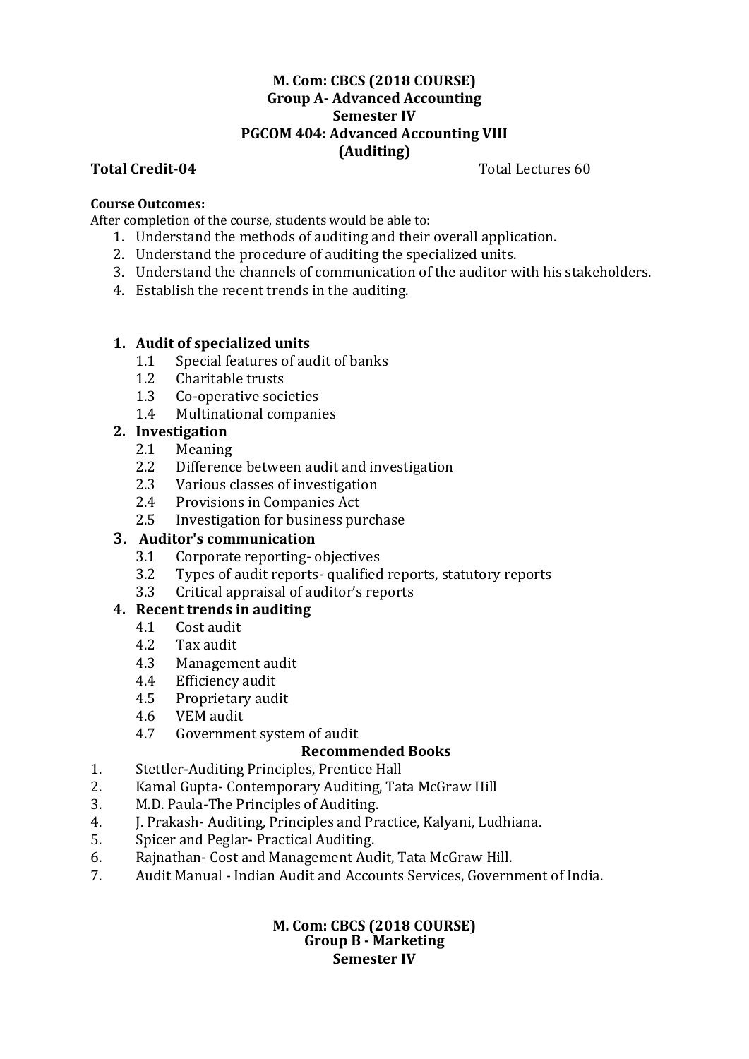**M. Com: CBCS (2018 COURSE)**
**Group A- Advanced Accounting**
**Semester IV**
**PGCOM 404: Advanced Accounting VIII**
**(Auditing)**

**Total Credit-04** Total Lectures 60

**Course Outcomes:**
After completion of the course, students would be able to:

1. Understand the methods of auditing and their overall application.
2. Understand the procedure of auditing the specialized units.
3. Understand the channels of communication of the auditor with his stakeholders.
4. Establish the recent trends in the auditing.

**1. Audit of specialized units**
- 1.1 Special features of audit of banks
- 1.2 Charitable trusts
- 1.3 Co-operative societies
- 1.4 Multinational companies

**2. Investigation**
- 2.1 Meaning
- 2.2 Difference between audit and investigation
- 2.3 Various classes of investigation
- 2.4 Provisions in Companies Act
- 2.5 Investigation for business purchase

**3. Auditor's communication**
- 3.1 Corporate reporting- objectives
- 3.2 Types of audit reports- qualified reports, statutory reports
- 3.3 Critical appraisal of auditor's reports

**4. Recent trends in auditing**
- 4.1 Cost audit
- 4.2 Tax audit
- 4.3 Management audit
- 4.4 Efficiency audit
- 4.5 Proprietary audit
- 4.6 VEM audit
- 4.7 Government system of audit

**Recommended Books**

1. Stettler-Auditing Principles, Prentice Hall
2. Kamal Gupta- Contemporary Auditing, Tata McGraw Hill
3. M.D. Paula-The Principles of Auditing.
4. J. Prakash- Auditing, Principles and Practice, Kalyani, Ludhiana.
5. Spicer and Peglar- Practical Auditing.
6. Rajnathan- Cost and Management Audit, Tata McGraw Hill.
7. Audit Manual - Indian Audit and Accounts Services, Government of India.

**M. Com: CBCS (2018 COURSE)**
**Group B - Marketing**
**Semester IV**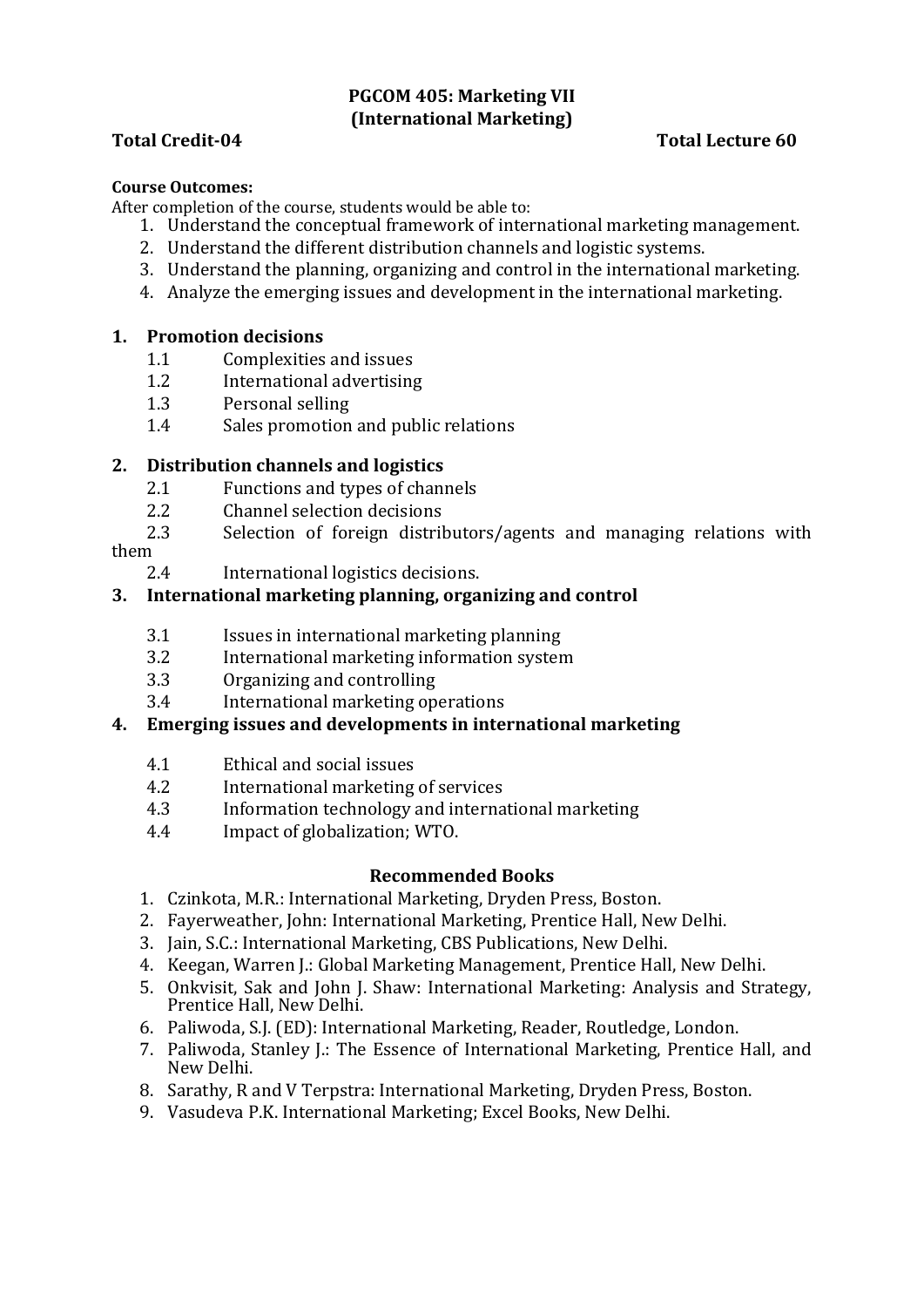# PGCOM 405: Marketing VII
## (International Marketing)

**Total Credit-04** **Total Lecture 60**

**Course Outcomes:**

After completion of the course, students would be able to:

1. Understand the conceptual framework of international marketing management.
2. Understand the different distribution channels and logistic systems.
3. Understand the planning, organizing and control in the international marketing.
4. Analyze the emerging issues and development in the international marketing.

### 1. Promotion decisions

- 1.1 Complexities and issues
- 1.2 International advertising
- 1.3 Personal selling
- 1.4 Sales promotion and public relations

### 2. Distribution channels and logistics

- 2.1 Functions and types of channels
- 2.2 Channel selection decisions
- 2.3 Selection of foreign distributors/agents and managing relations with them
- 2.4 International logistics decisions.

### 3. International marketing planning, organizing and control

- 3.1 Issues in international marketing planning
- 3.2 International marketing information system
- 3.3 Organizing and controlling
- 3.4 International marketing operations

### 4. Emerging issues and developments in international marketing

- 4.1 Ethical and social issues
- 4.2 International marketing of services
- 4.3 Information technology and international marketing
- 4.4 Impact of globalization; WTO.

### Recommended Books

1. Czinkota, M.R.: International Marketing, Dryden Press, Boston.
2. Fayerweather, John: International Marketing, Prentice Hall, New Delhi.
3. Jain, S.C.: International Marketing, CBS Publications, New Delhi.
4. Keegan, Warren J.: Global Marketing Management, Prentice Hall, New Delhi.
5. Onkvisit, Sak and John J. Shaw: International Marketing: Analysis and Strategy, Prentice Hall, New Delhi.
6. Paliwoda, S.J. (ED): International Marketing, Reader, Routledge, London.
7. Paliwoda, Stanley J.: The Essence of International Marketing, Prentice Hall, and New Delhi.
8. Sarathy, R and V Terpstra: International Marketing, Dryden Press, Boston.
9. Vasudeva P.K. International Marketing; Excel Books, New Delhi.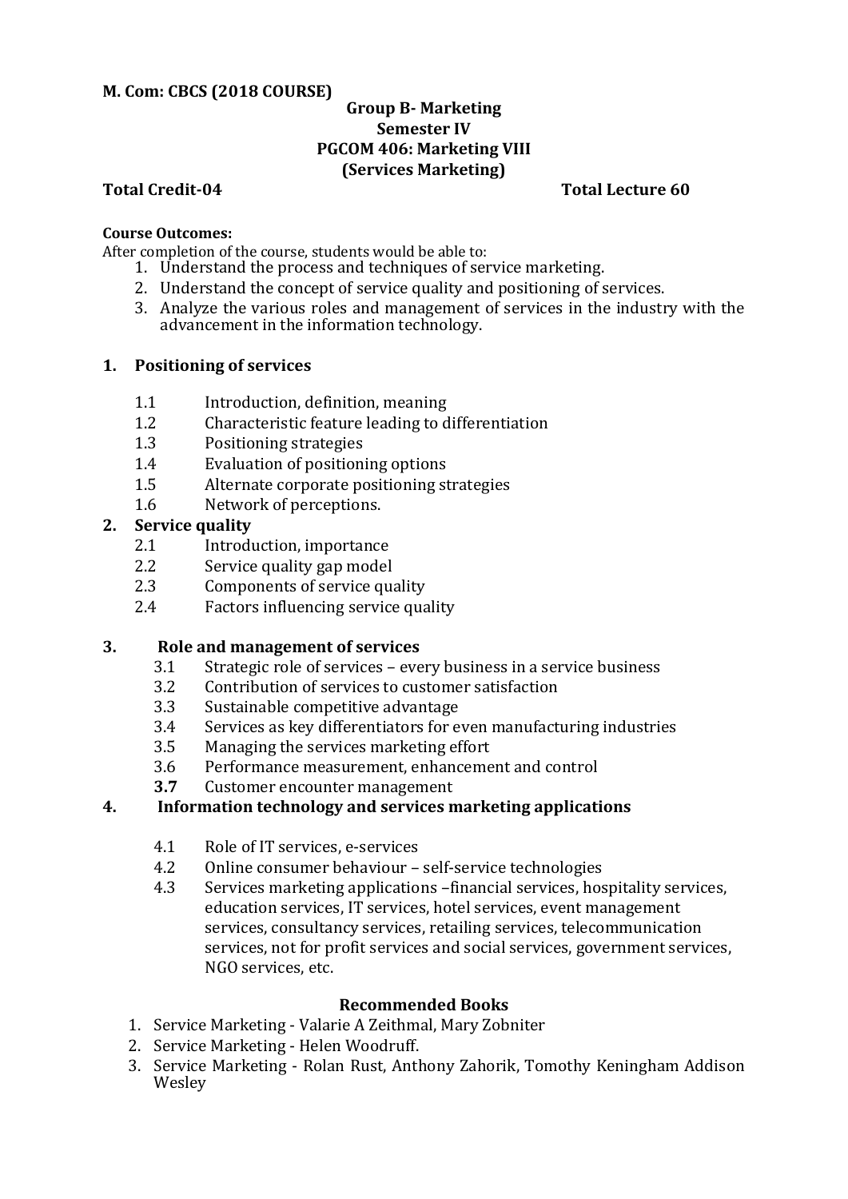**M. Com: CBCS (2018 COURSE)**

**Group B- Marketing**
**Semester IV**
**PGCOM 406: Marketing VIII**
**(Services Marketing)**

**Total Credit-04** **Total Lecture 60**

**Course Outcomes:**

After completion of the course, students would be able to:

1. Understand the process and techniques of service marketing.
2. Understand the concept of service quality and positioning of services.
3. Analyze the various roles and management of services in the industry with the advancement in the information technology.

**1. Positioning of services**

- 1.1 Introduction, definition, meaning
- 1.2 Characteristic feature leading to differentiation
- 1.3 Positioning strategies
- 1.4 Evaluation of positioning options
- 1.5 Alternate corporate positioning strategies
- 1.6 Network of perceptions.

**2. Service quality**

- 2.1 Introduction, importance
- 2.2 Service quality gap model
- 2.3 Components of service quality
- 2.4 Factors influencing service quality

**3. Role and management of services**

- 3.1 Strategic role of services – every business in a service business
- 3.2 Contribution of services to customer satisfaction
- 3.3 Sustainable competitive advantage
- 3.4 Services as key differentiators for even manufacturing industries
- 3.5 Managing the services marketing effort
- 3.6 Performance measurement, enhancement and control
- **3.7** Customer encounter management

**4. Information technology and services marketing applications**

- 4.1 Role of IT services, e-services
- 4.2 Online consumer behaviour – self-service technologies
- 4.3 Services marketing applications –financial services, hospitality services, education services, IT services, hotel services, event management services, consultancy services, retailing services, telecommunication services, not for profit services and social services, government services, NGO services, etc.

**Recommended Books**

1. Service Marketing - Valarie A Zeithmal, Mary Zobniter
2. Service Marketing - Helen Woodruff.
3. Service Marketing - Rolan Rust, Anthony Zahorik, Tomothy Keningham Addison Wesley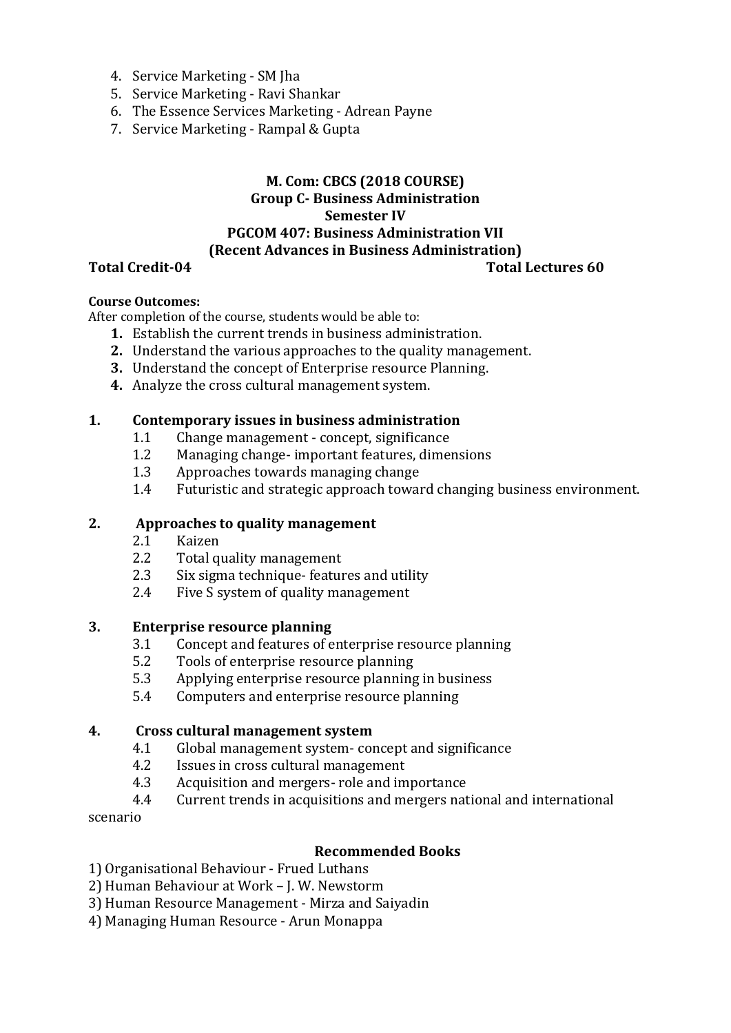4. Service Marketing - SM Jha
5. Service Marketing - Ravi Shankar
6. The Essence Services Marketing - Adrean Payne
7. Service Marketing - Rampal & Gupta

**M. Com: CBCS (2018 COURSE)**
**Group C- Business Administration**
**Semester IV**
**PGCOM 407: Business Administration VII**
**(Recent Advances in Business Administration)**

**Total Credit-04** **Total Lectures 60**

**Course Outcomes:**
After completion of the course, students would be able to:

1. Establish the current trends in business administration.
2. Understand the various approaches to the quality management.
3. Understand the concept of Enterprise resource Planning.
4. Analyze the cross cultural management system.

**1. Contemporary issues in business administration**

- 1.1 Change management - concept, significance
- 1.2 Managing change- important features, dimensions
- 1.3 Approaches towards managing change
- 1.4 Futuristic and strategic approach toward changing business environment.

**2. Approaches to quality management**

- 2.1 Kaizen
- 2.2 Total quality management
- 2.3 Six sigma technique- features and utility
- 2.4 Five S system of quality management

**3. Enterprise resource planning**

- 3.1 Concept and features of enterprise resource planning
- 5.2 Tools of enterprise resource planning
- 5.3 Applying enterprise resource planning in business
- 5.4 Computers and enterprise resource planning

**4. Cross cultural management system**

- 4.1 Global management system- concept and significance
- 4.2 Issues in cross cultural management
- 4.3 Acquisition and mergers- role and importance
- 4.4 Current trends in acquisitions and mergers national and international scenario

**Recommended Books**

1) Organisational Behaviour - Frued Luthans
2) Human Behaviour at Work – J. W. Newstorm
3) Human Resource Management - Mirza and Saiyadin
4) Managing Human Resource - Arun Monappa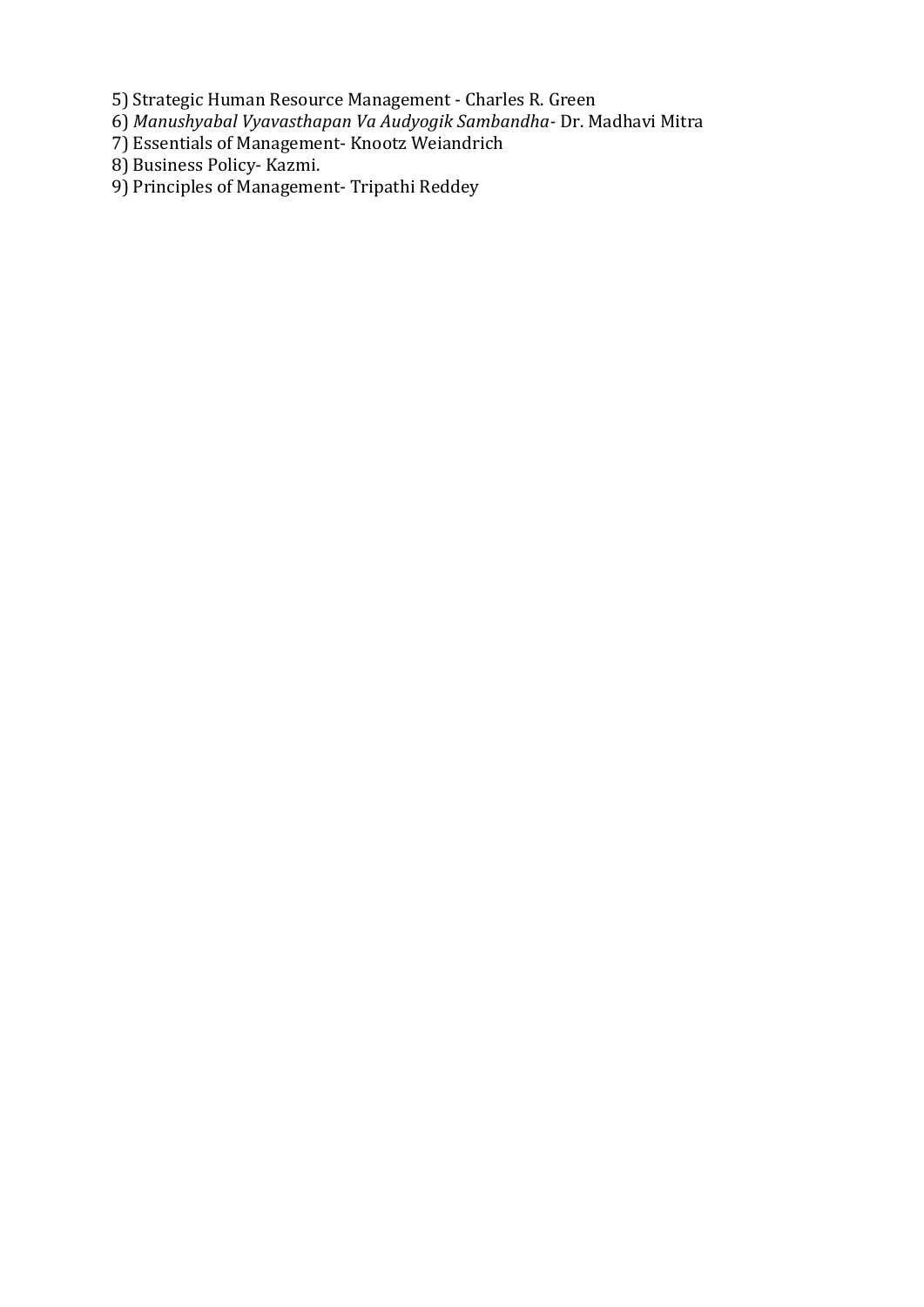5) Strategic Human Resource Management - Charles R. Green
6) *Manushyabal Vyavasthapan Va Audyogik Sambandha*- Dr. Madhavi Mitra
7) Essentials of Management- Knootz Weiandrich
8) Business Policy- Kazmi.
9) Principles of Management- Tripathi Reddey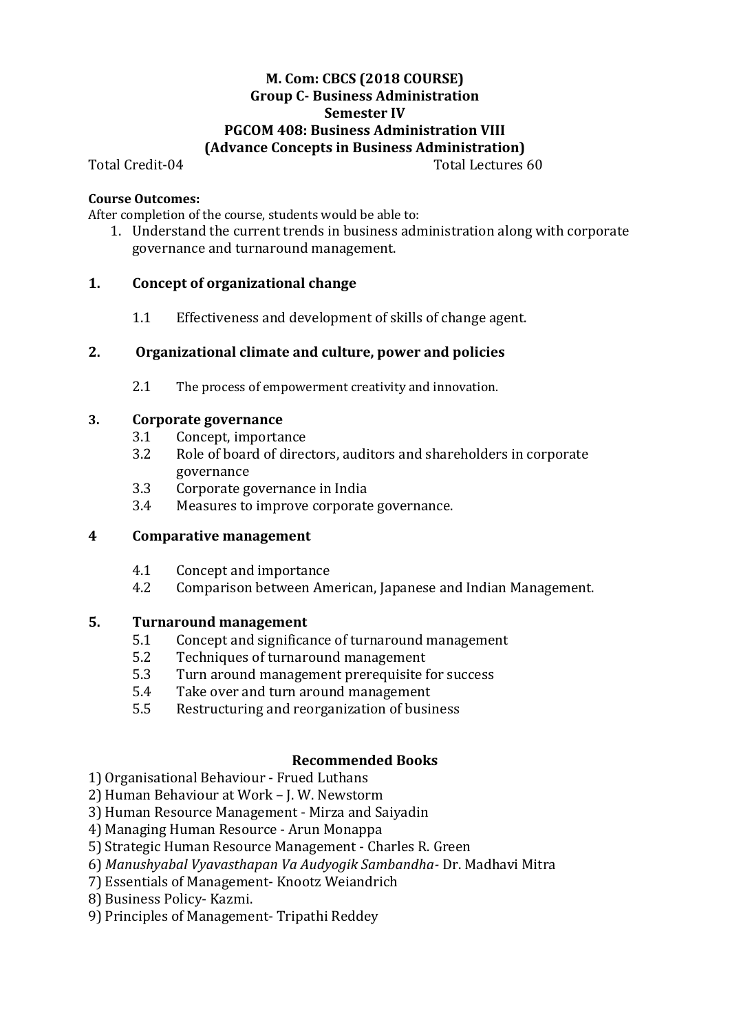**M. Com: CBCS (2018 COURSE)**
**Group C- Business Administration**
**Semester IV**
**PGCOM 408: Business Administration VIII**
**(Advance Concepts in Business Administration)**

Total Credit-04 Total Lectures 60

**Course Outcomes:**

After completion of the course, students would be able to:

1. Understand the current trends in business administration along with corporate governance and turnaround management.

**1. Concept of organizational change**

- 1.1 Effectiveness and development of skills of change agent.

**2. Organizational climate and culture, power and policies**

- 2.1 The process of empowerment creativity and innovation.

**3. Corporate governance**

- 3.1 Concept, importance
- 3.2 Role of board of directors, auditors and shareholders in corporate governance
- 3.3 Corporate governance in India
- 3.4 Measures to improve corporate governance.

**4 Comparative management**

- 4.1 Concept and importance
- 4.2 Comparison between American, Japanese and Indian Management.

**5. Turnaround management**

- 5.1 Concept and significance of turnaround management
- 5.2 Techniques of turnaround management
- 5.3 Turn around management prerequisite for success
- 5.4 Take over and turn around management
- 5.5 Restructuring and reorganization of business

**Recommended Books**

1) Organisational Behaviour - Frued Luthans
2) Human Behaviour at Work – J. W. Newstorm
3) Human Resource Management - Mirza and Saiyadin
4) Managing Human Resource - Arun Monappa
5) Strategic Human Resource Management - Charles R. Green
6) *Manushyabal Vyavasthapan Va Audyogik Sambandha*- Dr. Madhavi Mitra
7) Essentials of Management- Knootz Weiandrich
8) Business Policy- Kazmi.
9) Principles of Management- Tripathi Reddey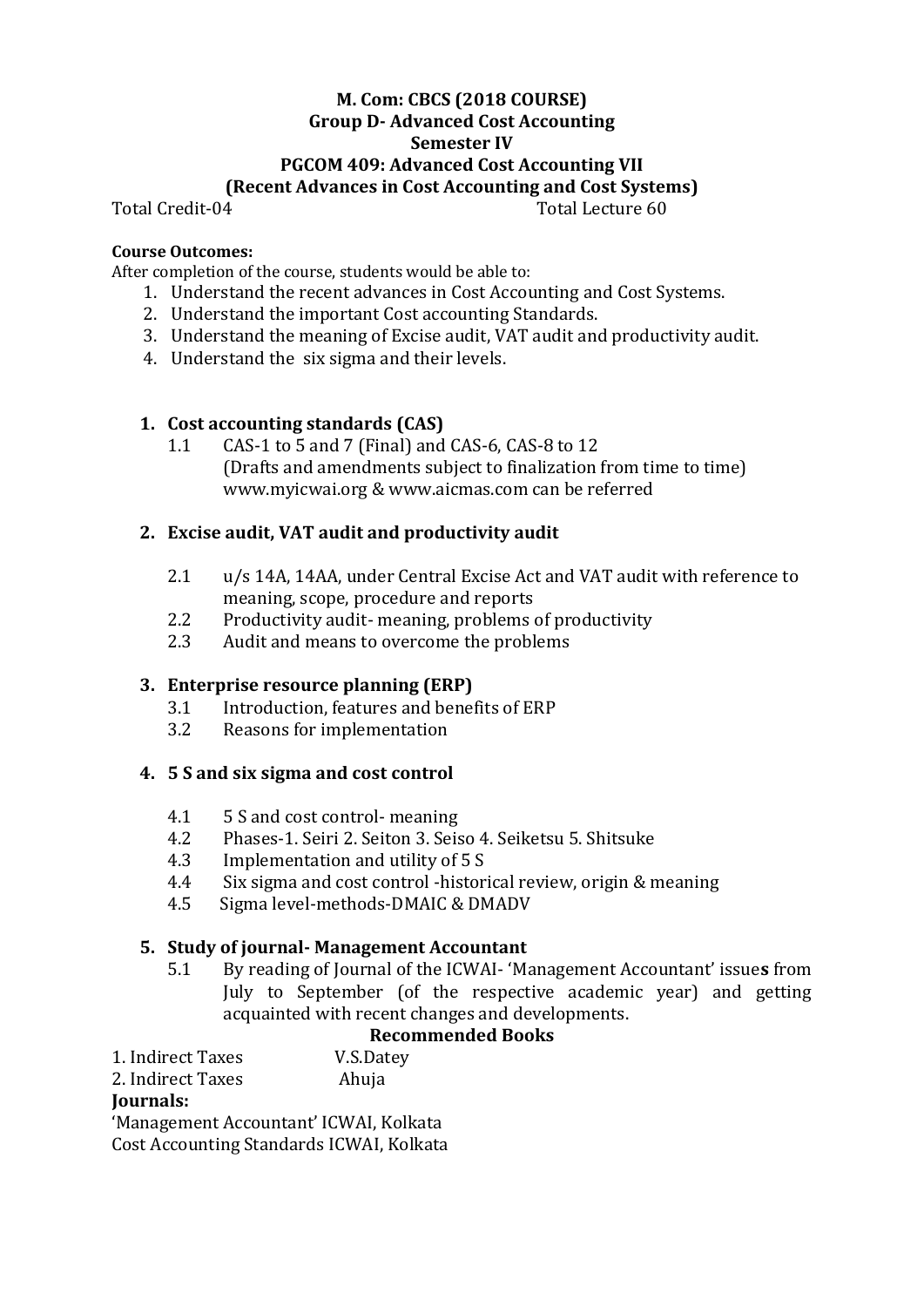**M. Com: CBCS (2018 COURSE)**
**Group D- Advanced Cost Accounting**
**Semester IV**
**PGCOM 409: Advanced Cost Accounting VII**
**(Recent Advances in Cost Accounting and Cost Systems)**

Total Credit-04 Total Lecture 60

**Course Outcomes:**

After completion of the course, students would be able to:

1. Understand the recent advances in Cost Accounting and Cost Systems.
2. Understand the important Cost accounting Standards.
3. Understand the meaning of Excise audit, VAT audit and productivity audit.
4. Understand the six sigma and their levels.

**1. Cost accounting standards (CAS)**

- 1.1 CAS-1 to 5 and 7 (Final) and CAS-6, CAS-8 to 12 (Drafts and amendments subject to finalization from time to time) www.myicwai.org & www.aicmas.com can be referred

**2. Excise audit, VAT audit and productivity audit**

- 2.1 u/s 14A, 14AA, under Central Excise Act and VAT audit with reference to meaning, scope, procedure and reports
- 2.2 Productivity audit- meaning, problems of productivity
- 2.3 Audit and means to overcome the problems

**3. Enterprise resource planning (ERP)**

- 3.1 Introduction, features and benefits of ERP
- 3.2 Reasons for implementation

**4. 5 S and six sigma and cost control**

- 4.1 5 S and cost control- meaning
- 4.2 Phases-1. Seiri 2. Seiton 3. Seiso 4. Seiketsu 5. Shitsuke
- 4.3 Implementation and utility of 5 S
- 4.4 Six sigma and cost control -historical review, origin & meaning
- 4.5 Sigma level-methods-DMAIC & DMADV

**5. Study of journal- Management Accountant**

- 5.1 By reading of Journal of the ICWAI- 'Management Accountant' issue**s** from July to September (of the respective academic year) and getting acquainted with recent changes and developments.

**Recommended Books**

1. Indirect Taxes V.S.Datey
2. Indirect Taxes Ahuja

**Journals:**

'Management Accountant' ICWAI, Kolkata

Cost Accounting Standards ICWAI, Kolkata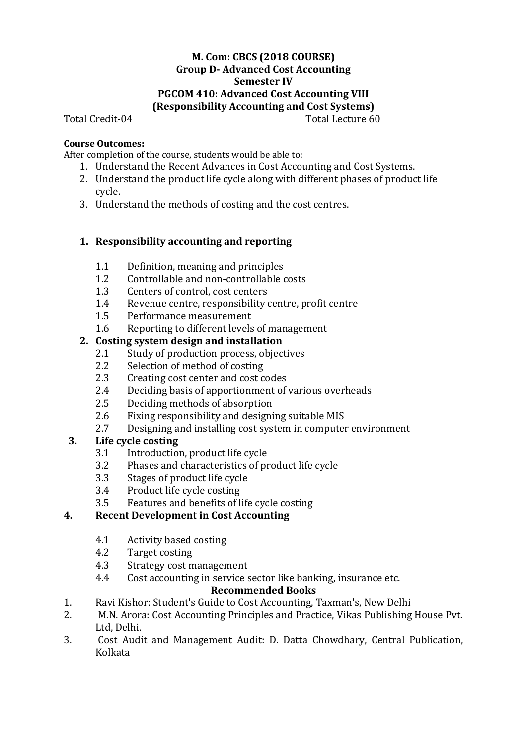**M. Com: CBCS (2018 COURSE)**
**Group D- Advanced Cost Accounting**
**Semester IV**
**PGCOM 410: Advanced Cost Accounting VIII**
**(Responsibility Accounting and Cost Systems)**

Total Credit-04 Total Lecture 60

**Course Outcomes:**
After completion of the course, students would be able to:

1. Understand the Recent Advances in Cost Accounting and Cost Systems.
2. Understand the product life cycle along with different phases of product life cycle.
3. Understand the methods of costing and the cost centres.

**1. Responsibility accounting and reporting**

- 1.1 Definition, meaning and principles
- 1.2 Controllable and non-controllable costs
- 1.3 Centers of control, cost centers
- 1.4 Revenue centre, responsibility centre, profit centre
- 1.5 Performance measurement
- 1.6 Reporting to different levels of management

**2. Costing system design and installation**

- 2.1 Study of production process, objectives
- 2.2 Selection of method of costing
- 2.3 Creating cost center and cost codes
- 2.4 Deciding basis of apportionment of various overheads
- 2.5 Deciding methods of absorption
- 2.6 Fixing responsibility and designing suitable MIS
- 2.7 Designing and installing cost system in computer environment

**3. Life cycle costing**

- 3.1 Introduction, product life cycle
- 3.2 Phases and characteristics of product life cycle
- 3.3 Stages of product life cycle
- 3.4 Product life cycle costing
- 3.5 Features and benefits of life cycle costing

**4. Recent Development in Cost Accounting**

- 4.1 Activity based costing
- 4.2 Target costing
- 4.3 Strategy cost management
- 4.4 Cost accounting in service sector like banking, insurance etc.

**Recommended Books**

1. Ravi Kishor: Student's Guide to Cost Accounting, Taxman's, New Delhi
2. M.N. Arora: Cost Accounting Principles and Practice, Vikas Publishing House Pvt. Ltd, Delhi.
3. Cost Audit and Management Audit: D. Datta Chowdhary, Central Publication, Kolkata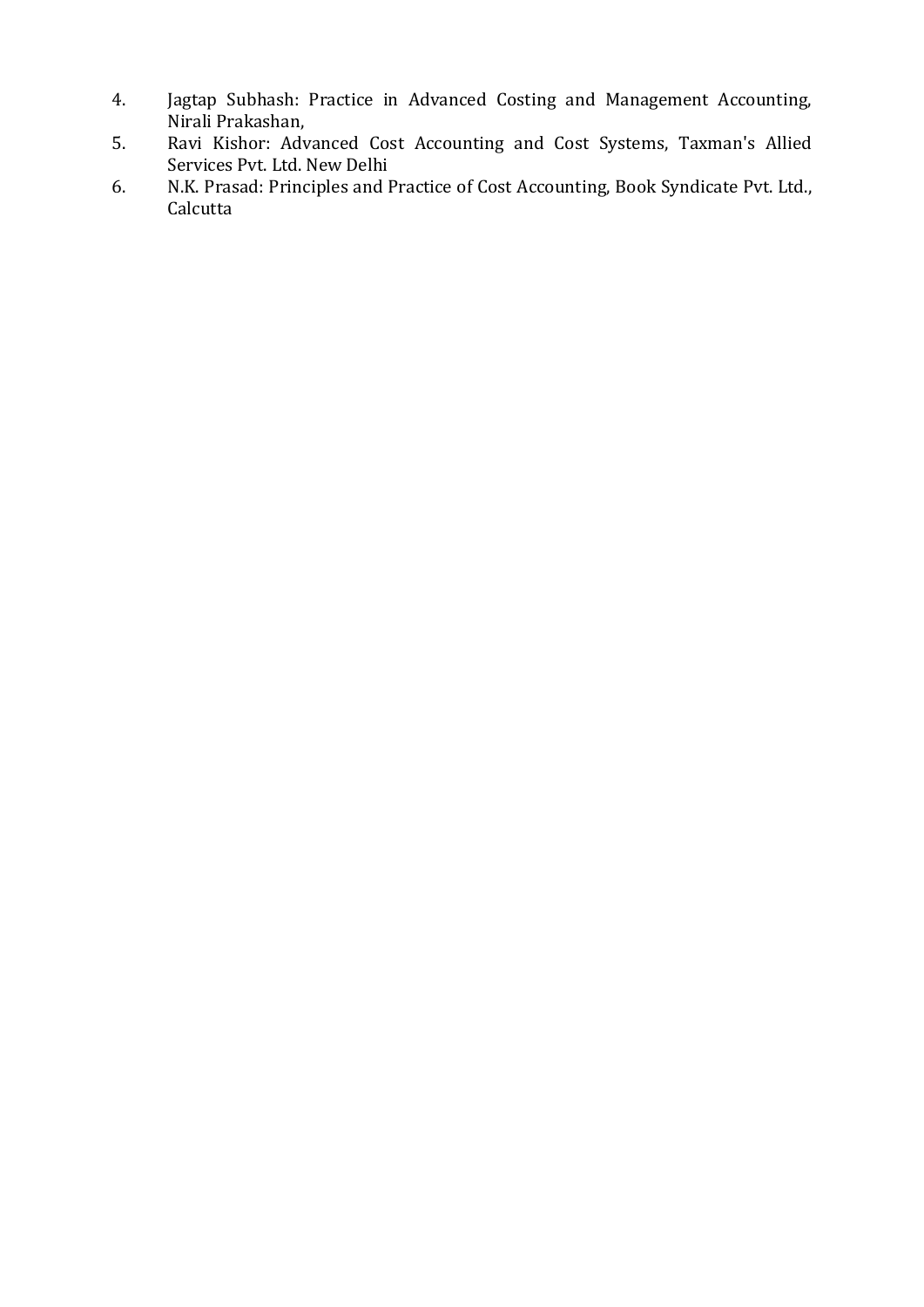4. Jagtap Subhash: Practice in Advanced Costing and Management Accounting, Nirali Prakashan,
5. Ravi Kishor: Advanced Cost Accounting and Cost Systems, Taxman's Allied Services Pvt. Ltd. New Delhi
6. N.K. Prasad: Principles and Practice of Cost Accounting, Book Syndicate Pvt. Ltd., Calcutta